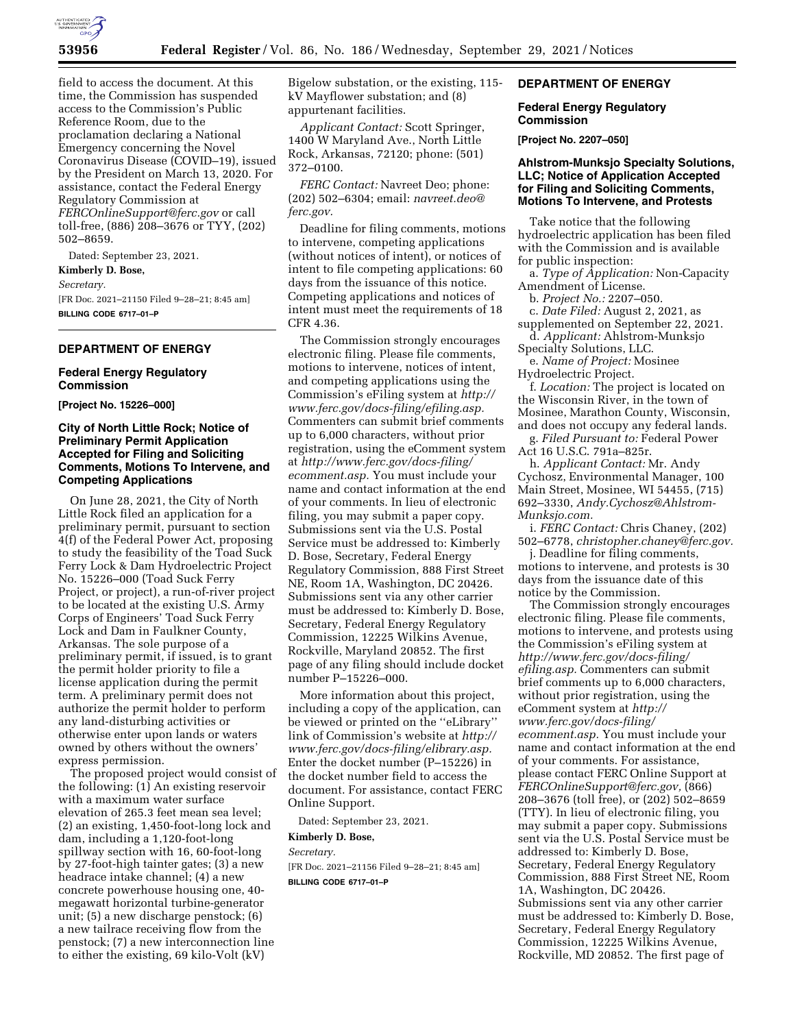field to access the document. At this time, the Commission has suspended access to the Commission's Public Reference Room, due to the proclamation declaring a National Emergency concerning the Novel Coronavirus Disease (COVID–19), issued by the President on March 13, 2020. For assistance, contact the Federal Energy Regulatory Commission at *FERCOnlineSupport@ferc.gov* or call toll-free, (886) 208–3676 or TYY, (202) 502–8659.

Dated: September 23, 2021.

**Kimberly D. Bose,**

*Secretary.*

[FR Doc. 2021–21150 Filed 9–28–21; 8:45 am]

**BILLING CODE 6717–01–P**

## DEPARTMENT OF ENERGY

### Federal Energy Regulatory Commission

**[Project No. 15226–000]**

### City of North Little Rock; Notice of Preliminary Permit Application Accepted for Filing and Soliciting Comments, Motions To Intervene, and Competing Applications

On June 28, 2021, the City of North Little Rock filed an application for a preliminary permit, pursuant to section 4(f) of the Federal Power Act, proposing to study the feasibility of the Toad Suck Ferry Lock & Dam Hydroelectric Project No. 15226–000 (Toad Suck Ferry Project, or project), a run-of-river project to be located at the existing U.S. Army Corps of Engineers' Toad Suck Ferry Lock and Dam in Faulkner County, Arkansas. The sole purpose of a preliminary permit, if issued, is to grant the permit holder priority to file a license application during the permit term. A preliminary permit does not authorize the permit holder to perform any land-disturbing activities or otherwise enter upon lands or waters owned by others without the owners' express permission.

The proposed project would consist of the following: (1) An existing reservoir with a maximum water surface elevation of 265.3 feet mean sea level; (2) an existing, 1,450-foot-long lock and dam, including a 1,120-foot-long spillway section with 16, 60-foot-long by 27-foot-high tainter gates; (3) a new headrace intake channel; (4) a new concrete powerhouse housing one, 40-megawatt horizontal turbine-generator unit; (5) a new discharge penstock; (6) a new tailrace receiving flow from the penstock; (7) a new interconnection line to either the existing, 69 kilo-Volt (kV) Bigelow substation, or the existing, 115-kV Mayflower substation; and (8) appurtenant facilities.

*Applicant Contact:* Scott Springer, 1400 W Maryland Ave., North Little Rock, Arkansas, 72120; phone: (501) 372–0100.

*FERC Contact:* Navreet Deo; phone: (202) 502–6304; email: *navreet.deo@ferc.gov.*

Deadline for filing comments, motions to intervene, competing applications (without notices of intent), or notices of intent to file competing applications: 60 days from the issuance of this notice. Competing applications and notices of intent must meet the requirements of 18 CFR 4.36.

The Commission strongly encourages electronic filing. Please file comments, motions to intervene, notices of intent, and competing applications using the Commission's eFiling system at *http://www.ferc.gov/docs-filing/efiling.asp.* Commenters can submit brief comments up to 6,000 characters, without prior registration, using the eComment system at *http://www.ferc.gov/docs-filing/ecomment.asp.* You must include your name and contact information at the end of your comments. In lieu of electronic filing, you may submit a paper copy. Submissions sent via the U.S. Postal Service must be addressed to: Kimberly D. Bose, Secretary, Federal Energy Regulatory Commission, 888 First Street NE, Room 1A, Washington, DC 20426. Submissions sent via any other carrier must be addressed to: Kimberly D. Bose, Secretary, Federal Energy Regulatory Commission, 12225 Wilkins Avenue, Rockville, Maryland 20852. The first page of any filing should include docket number P–15226–000.

More information about this project, including a copy of the application, can be viewed or printed on the ''eLibrary'' link of Commission's website at *http://www.ferc.gov/docs-filing/elibrary.asp.* Enter the docket number (P–15226) in the docket number field to access the document. For assistance, contact FERC Online Support.

Dated: September 23, 2021.

**Kimberly D. Bose,**

*Secretary.*

[FR Doc. 2021–21156 Filed 9–28–21; 8:45 am]

**BILLING CODE 6717–01–P**

## DEPARTMENT OF ENERGY

### Federal Energy Regulatory Commission

**[Project No. 2207–050]**

### Ahlstrom-Munksjo Specialty Solutions, LLC; Notice of Application Accepted for Filing and Soliciting Comments, Motions To Intervene, and Protests

Take notice that the following hydroelectric application has been filed with the Commission and is available for public inspection:

a. *Type of Application:* Non-Capacity Amendment of License.

b. *Project No.:* 2207–050.

c. *Date Filed:* August 2, 2021, as supplemented on September 22, 2021.

d. *Applicant:* Ahlstrom-Munksjo Specialty Solutions, LLC.

e. *Name of Project:* Mosinee Hydroelectric Project.

f. *Location:* The project is located on the Wisconsin River, in the town of Mosinee, Marathon County, Wisconsin, and does not occupy any federal lands.

g. *Filed Pursuant to:* Federal Power Act 16 U.S.C. 791a–825r.

h. *Applicant Contact:* Mr. Andy Cychosz, Environmental Manager, 100 Main Street, Mosinee, WI 54455, (715) 692–3330, *Andy.Cychosz@Ahlstrom-Munksjo.com.*

i. *FERC Contact:* Chris Chaney, (202) 502–6778, *christopher.chaney@ferc.gov.*

j. Deadline for filing comments, motions to intervene, and protests is 30 days from the issuance date of this notice by the Commission.

The Commission strongly encourages electronic filing. Please file comments, motions to intervene, and protests using the Commission's eFiling system at *http://www.ferc.gov/docs-filing/efiling.asp.* Commenters can submit brief comments up to 6,000 characters, without prior registration, using the eComment system at *http://www.ferc.gov/docs-filing/ecomment.asp.* You must include your name and contact information at the end of your comments. For assistance, please contact FERC Online Support at *FERCOnlineSupport@ferc.gov,* (866) 208–3676 (toll free), or (202) 502–8659 (TTY). In lieu of electronic filing, you may submit a paper copy. Submissions sent via the U.S. Postal Service must be addressed to: Kimberly D. Bose, Secretary, Federal Energy Regulatory Commission, 888 First Street NE, Room 1A, Washington, DC 20426. Submissions sent via any other carrier must be addressed to: Kimberly D. Bose, Secretary, Federal Energy Regulatory Commission, 12225 Wilkins Avenue, Rockville, MD 20852. The first page of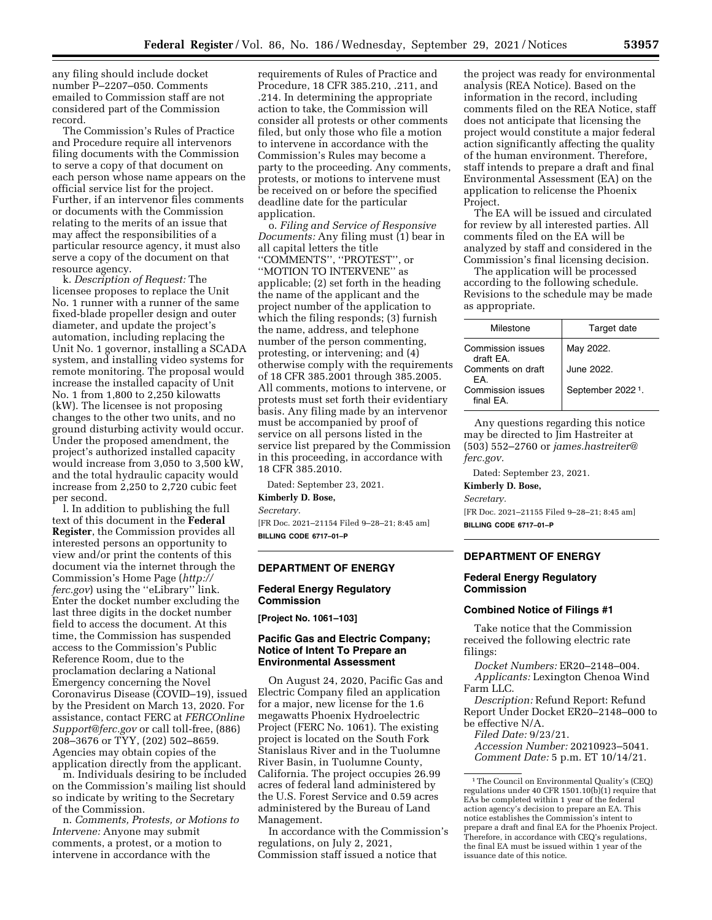any filing should include docket number P–2207–050. Comments emailed to Commission staff are not considered part of the Commission record.

The Commission's Rules of Practice and Procedure require all intervenors filing documents with the Commission to serve a copy of that document on each person whose name appears on the official service list for the project. Further, if an intervenor files comments or documents with the Commission relating to the merits of an issue that may affect the responsibilities of a particular resource agency, it must also serve a copy of the document on that resource agency.

k. *Description of Request:* The licensee proposes to replace the Unit No. 1 runner with a runner of the same fixed-blade propeller design and outer diameter, and update the project's automation, including replacing the Unit No. 1 governor, installing a SCADA system, and installing video systems for remote monitoring. The proposal would increase the installed capacity of Unit No. 1 from 1,800 to 2,250 kilowatts (kW). The licensee is not proposing changes to the other two units, and no ground disturbing activity would occur. Under the proposed amendment, the project's authorized installed capacity would increase from 3,050 to 3,500 kW, and the total hydraulic capacity would increase from 2,250 to 2,720 cubic feet per second.

l. In addition to publishing the full text of this document in the **Federal Register**, the Commission provides all interested persons an opportunity to view and/or print the contents of this document via the internet through the Commission's Home Page (*http://ferc.gov*) using the ''eLibrary'' link. Enter the docket number excluding the last three digits in the docket number field to access the document. At this time, the Commission has suspended access to the Commission's Public Reference Room, due to the proclamation declaring a National Emergency concerning the Novel Coronavirus Disease (COVID–19), issued by the President on March 13, 2020. For assistance, contact FERC at *FERCOnline Support@ferc.gov* or call toll-free, (886) 208–3676 or TYY, (202) 502–8659. Agencies may obtain copies of the application directly from the applicant.

m. Individuals desiring to be included on the Commission's mailing list should so indicate by writing to the Secretary of the Commission.

n. *Comments, Protests, or Motions to Intervene:* Anyone may submit comments, a protest, or a motion to intervene in accordance with the requirements of Rules of Practice and Procedure, 18 CFR 385.210, .211, and .214. In determining the appropriate action to take, the Commission will consider all protests or other comments filed, but only those who file a motion to intervene in accordance with the Commission's Rules may become a party to the proceeding. Any comments, protests, or motions to intervene must be received on or before the specified deadline date for the particular application.

o. *Filing and Service of Responsive Documents:* Any filing must (1) bear in all capital letters the title ''COMMENTS'', ''PROTEST'', or ''MOTION TO INTERVENE'' as applicable; (2) set forth in the heading the name of the applicant and the project number of the application to which the filing responds; (3) furnish the name, address, and telephone number of the person commenting, protesting, or intervening; and (4) otherwise comply with the requirements of 18 CFR 385.2001 through 385.2005. All comments, motions to intervene, or protests must set forth their evidentiary basis. Any filing made by an intervenor must be accompanied by proof of service on all persons listed in the service list prepared by the Commission in this proceeding, in accordance with 18 CFR 385.2010.

Dated: September 23, 2021.

**Kimberly D. Bose,**

*Secretary.*

[FR Doc. 2021–21154 Filed 9–28–21; 8:45 am]

**BILLING CODE 6717–01–P**

## DEPARTMENT OF ENERGY

### Federal Energy Regulatory Commission

**[Project No. 1061–103]**

### Pacific Gas and Electric Company; Notice of Intent To Prepare an Environmental Assessment

On August 24, 2020, Pacific Gas and Electric Company filed an application for a major, new license for the 1.6 megawatts Phoenix Hydroelectric Project (FERC No. 1061). The existing project is located on the South Fork Stanislaus River and in the Tuolumne River Basin, in Tuolumne County, California. The project occupies 26.99 acres of federal land administered by the U.S. Forest Service and 0.59 acres administered by the Bureau of Land Management.

In accordance with the Commission's regulations, on July 2, 2021, Commission staff issued a notice that the project was ready for environmental analysis (REA Notice). Based on the information in the record, including comments filed on the REA Notice, staff does not anticipate that licensing the project would constitute a major federal action significantly affecting the quality of the human environment. Therefore, staff intends to prepare a draft and final Environmental Assessment (EA) on the application to relicense the Phoenix Project.

The EA will be issued and circulated for review by all interested parties. All comments filed on the EA will be analyzed by staff and considered in the Commission's final licensing decision.

The application will be processed according to the following schedule. Revisions to the schedule may be made as appropriate.

| Milestone | Target date |
|---|---|
| Commission issues draft EA. | May 2022. |
| Comments on draft EA. | June 2022. |
| Commission issues final EA. | September 2022 [1]. |

Any questions regarding this notice may be directed to Jim Hastreiter at (503) 552–2760 or *james.hastreiter@ferc.gov.*

Dated: September 23, 2021.

**Kimberly D. Bose,**

*Secretary.*

[FR Doc. 2021–21155 Filed 9–28–21; 8:45 am]

**BILLING CODE 6717–01–P**

[1] The Council on Environmental Quality's (CEQ) regulations under 40 CFR 1501.10(b)(1) require that EAs be completed within 1 year of the federal action agency's decision to prepare an EA. This notice establishes the Commission's intent to prepare a draft and final EA for the Phoenix Project. Therefore, in accordance with CEQ's regulations, the final EA must be issued within 1 year of the issuance date of this notice.

## DEPARTMENT OF ENERGY

### Federal Energy Regulatory Commission

### Combined Notice of Filings #1

Take notice that the Commission received the following electric rate filings:

*Docket Numbers:* ER20–2148–004.

*Applicants:* Lexington Chenoa Wind Farm LLC.

*Description:* Refund Report: Refund Report Under Docket ER20–2148–000 to be effective N/A.

*Filed Date:* 9/23/21.

*Accession Number:* 20210923–5041.

*Comment Date:* 5 p.m. ET 10/14/21.